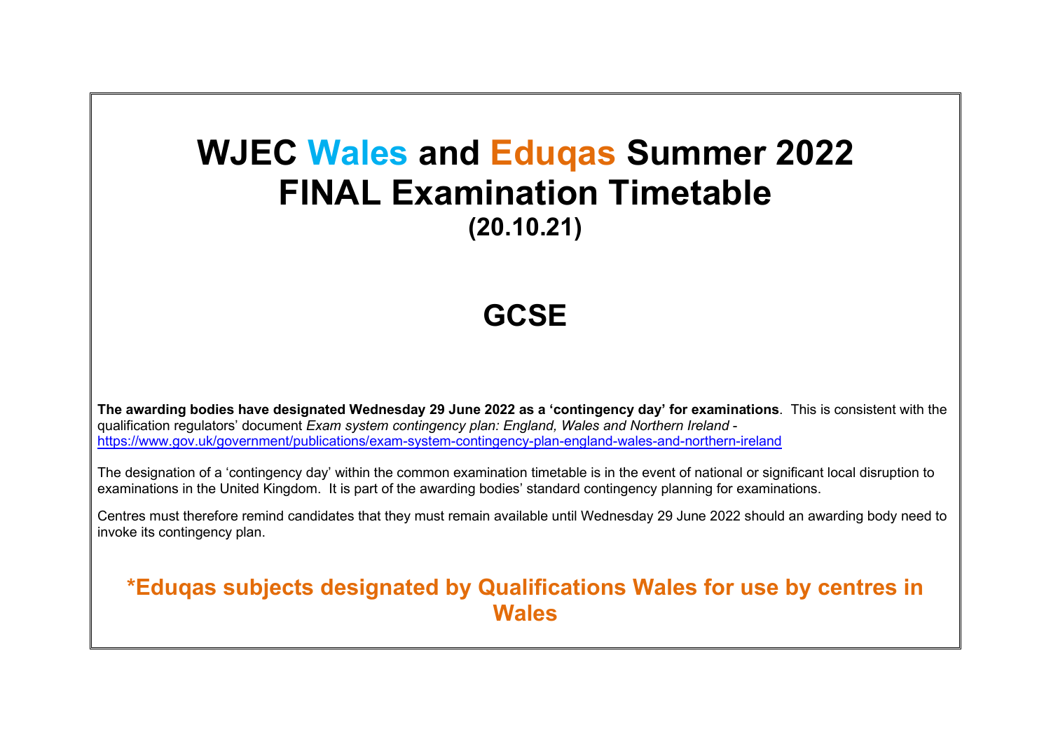# WJEC Wales and Eduqas Summer 2022
# FINAL Examination Timetable
### (20.10.21)

## GCSE

**The awarding bodies have designated Wednesday 29 June 2022 as a 'contingency day' for examinations**. This is consistent with the qualification regulators' document *Exam system contingency plan: England, Wales and Northern Ireland* - https://www.gov.uk/government/publications/exam-system-contingency-plan-england-wales-and-northern-ireland

The designation of a 'contingency day' within the common examination timetable is in the event of national or significant local disruption to examinations in the United Kingdom. It is part of the awarding bodies' standard contingency planning for examinations.

Centres must therefore remind candidates that they must remain available until Wednesday 29 June 2022 should an awarding body need to invoke its contingency plan.

**\*Eduqas subjects designated by Qualifications Wales for use by centres in Wales**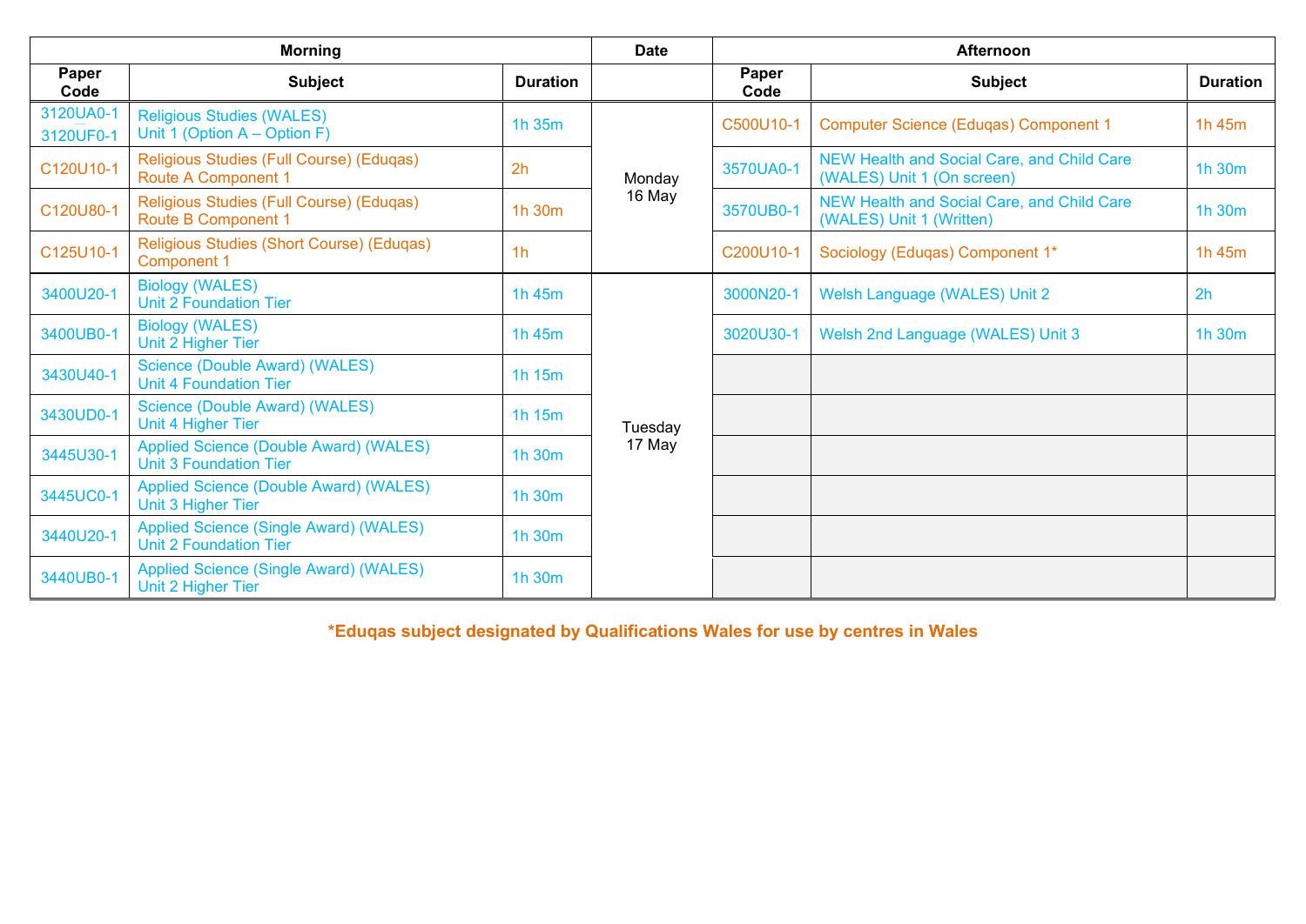| Morning | | | Date | Afternoon | | |
|---|---|---|---|---|---|---|
| Paper Code | Subject | Duration | | Paper Code | Subject | Duration |
| 3120UA0-1<br>3120UF0-1 | Religious Studies (WALES)<br>Unit 1 (Option A – Option F) | 1h 35m | Monday<br>16 May | C500U10-1 | Computer Science (Eduqas) Component 1 | 1h 45m |
| C120U10-1 | Religious Studies (Full Course) (Eduqas)<br>Route A Component 1 | 2h | | 3570UA0-1 | NEW Health and Social Care, and Child Care (WALES) Unit 1 (On screen) | 1h 30m |
| C120U80-1 | Religious Studies (Full Course) (Eduqas)<br>Route B Component 1 | 1h 30m | | 3570UB0-1 | NEW Health and Social Care, and Child Care (WALES) Unit 1 (Written) | 1h 30m |
| C125U10-1 | Religious Studies (Short Course) (Eduqas)<br>Component 1 | 1h | | C200U10-1 | Sociology (Eduqas) Component 1* | 1h 45m |
| 3400U20-1 | Biology (WALES)<br>Unit 2 Foundation Tier | 1h 45m | Tuesday<br>17 May | 3000N20-1 | Welsh Language (WALES) Unit 2 | 2h |
| 3400UB0-1 | Biology (WALES)<br>Unit 2 Higher Tier | 1h 45m | | 3020U30-1 | Welsh 2nd Language (WALES) Unit 3 | 1h 30m |
| 3430U40-1 | Science (Double Award) (WALES)<br>Unit 4 Foundation Tier | 1h 15m | | | | |
| 3430UD0-1 | Science (Double Award) (WALES)<br>Unit 4 Higher Tier | 1h 15m | | | | |
| 3445U30-1 | Applied Science (Double Award) (WALES)<br>Unit 3 Foundation Tier | 1h 30m | | | | |
| 3445UC0-1 | Applied Science (Double Award) (WALES)<br>Unit 3 Higher Tier | 1h 30m | | | | |
| 3440U20-1 | Applied Science (Single Award) (WALES)<br>Unit 2 Foundation Tier | 1h 30m | | | | |
| 3440UB0-1 | Applied Science (Single Award) (WALES)<br>Unit 2 Higher Tier | 1h 30m | | | | |

**\*Eduqas subject designated by Qualifications Wales for use by centres in Wales**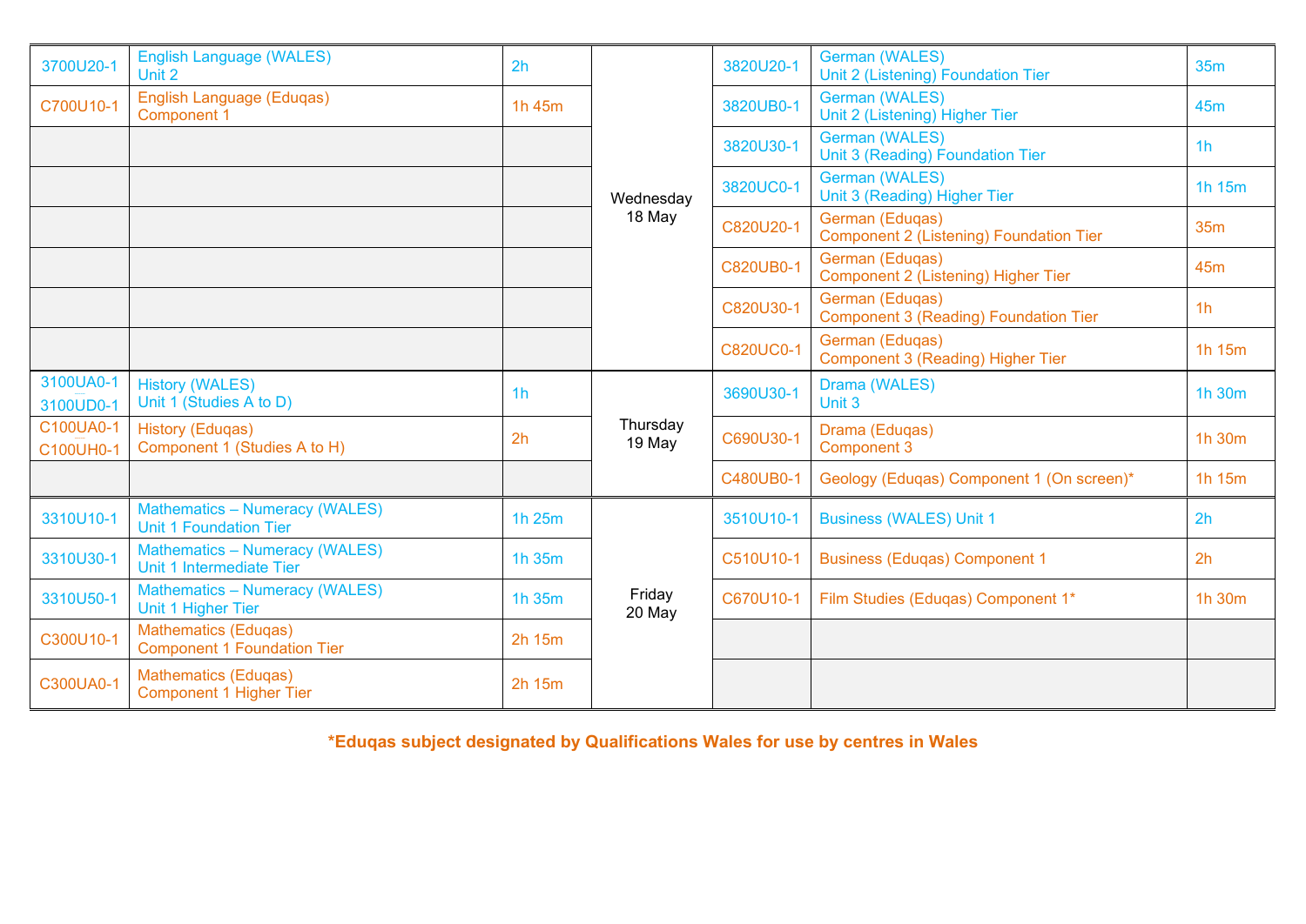| | | | | | | |
|---|---|---|---|---|---|---|
| 3700U20-1 | English Language (WALES) Unit 2 | 2h | Wednesday 18 May | 3820U20-1 | German (WALES) Unit 2 (Listening) Foundation Tier | 35m |
| C700U10-1 | English Language (Eduqas) Component 1 | 1h 45m | | 3820UB0-1 | German (WALES) Unit 2 (Listening) Higher Tier | 45m |
| | | | | 3820U30-1 | German (WALES) Unit 3 (Reading) Foundation Tier | 1h |
| | | | | 3820UC0-1 | German (WALES) Unit 3 (Reading) Higher Tier | 1h 15m |
| | | | | C820U20-1 | German (Eduqas) Component 2 (Listening) Foundation Tier | 35m |
| | | | | C820UB0-1 | German (Eduqas) Component 2 (Listening) Higher Tier | 45m |
| | | | | C820U30-1 | German (Eduqas) Component 3 (Reading) Foundation Tier | 1h |
| | | | | C820UC0-1 | German (Eduqas) Component 3 (Reading) Higher Tier | 1h 15m |
| 3100UA0-1 3100UD0-1 | History (WALES) Unit 1 (Studies A to D) | 1h | Thursday 19 May | 3690U30-1 | Drama (WALES) Unit 3 | 1h 30m |
| C100UA0-1 C100UH0-1 | History (Eduqas) Component 1 (Studies A to H) | 2h | | C690U30-1 | Drama (Eduqas) Component 3 | 1h 30m |
| | | | | C480UB0-1 | Geology (Eduqas) Component 1 (On screen)* | 1h 15m |
| 3310U10-1 | Mathematics – Numeracy (WALES) Unit 1 Foundation Tier | 1h 25m | Friday 20 May | 3510U10-1 | Business (WALES) Unit 1 | 2h |
| 3310U30-1 | Mathematics – Numeracy (WALES) Unit 1 Intermediate Tier | 1h 35m | | C510U10-1 | Business (Eduqas) Component 1 | 2h |
| 3310U50-1 | Mathematics – Numeracy (WALES) Unit 1 Higher Tier | 1h 35m | | C670U10-1 | Film Studies (Eduqas) Component 1* | 1h 30m |
| C300U10-1 | Mathematics (Eduqas) Component 1 Foundation Tier | 2h 15m | | | | |
| C300UA0-1 | Mathematics (Eduqas) Component 1 Higher Tier | 2h 15m | | | | |

**\*Eduqas subject designated by Qualifications Wales for use by centres in Wales**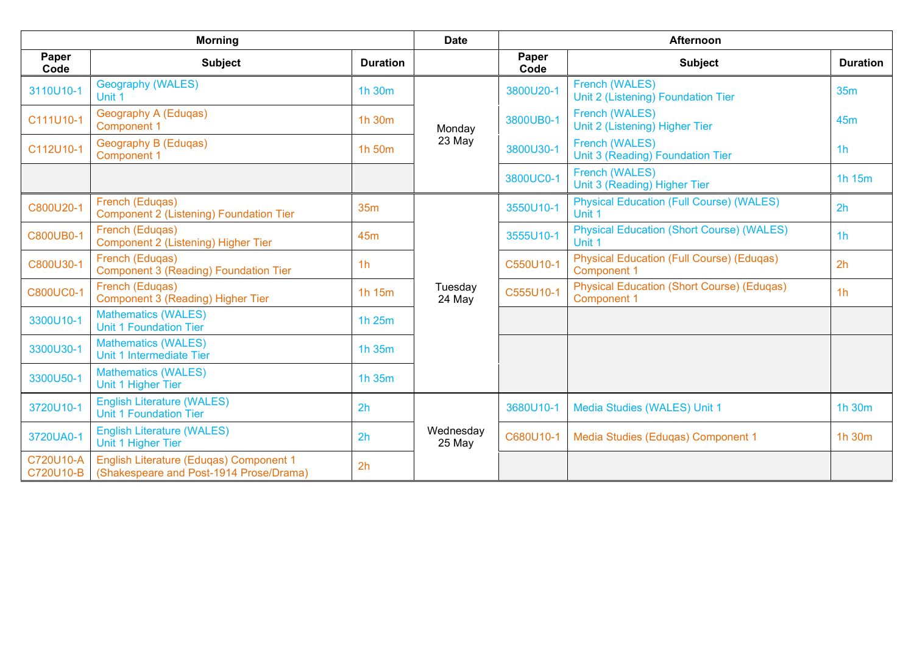| Morning | | | Date | Afternoon | | |
|---|---|---|---|---|---|---|
| Paper Code | Subject | Duration | | Paper Code | Subject | Duration |
| 3110U10-1 | Geography (WALES) Unit 1 | 1h 30m | Monday 23 May | 3800U20-1 | French (WALES) Unit 2 (Listening) Foundation Tier | 35m |
| C111U10-1 | Geography A (Eduqas) Component 1 | 1h 30m | | 3800UB0-1 | French (WALES) Unit 2 (Listening) Higher Tier | 45m |
| C112U10-1 | Geography B (Eduqas) Component 1 | 1h 50m | | 3800U30-1 | French (WALES) Unit 3 (Reading) Foundation Tier | 1h |
| | | | | 3800UC0-1 | French (WALES) Unit 3 (Reading) Higher Tier | 1h 15m |
| C800U20-1 | French (Eduqas) Component 2 (Listening) Foundation Tier | 35m | Tuesday 24 May | 3550U10-1 | Physical Education (Full Course) (WALES) Unit 1 | 2h |
| C800UB0-1 | French (Eduqas) Component 2 (Listening) Higher Tier | 45m | | 3555U10-1 | Physical Education (Short Course) (WALES) Unit 1 | 1h |
| C800U30-1 | French (Eduqas) Component 3 (Reading) Foundation Tier | 1h | | C550U10-1 | Physical Education (Full Course) (Eduqas) Component 1 | 2h |
| C800UC0-1 | French (Eduqas) Component 3 (Reading) Higher Tier | 1h 15m | | C555U10-1 | Physical Education (Short Course) (Eduqas) Component 1 | 1h |
| 3300U10-1 | Mathematics (WALES) Unit 1 Foundation Tier | 1h 25m | | | | |
| 3300U30-1 | Mathematics (WALES) Unit 1 Intermediate Tier | 1h 35m | | | | |
| 3300U50-1 | Mathematics (WALES) Unit 1 Higher Tier | 1h 35m | | | | |
| 3720U10-1 | English Literature (WALES) Unit 1 Foundation Tier | 2h | Wednesday 25 May | 3680U10-1 | Media Studies (WALES) Unit 1 | 1h 30m |
| 3720UA0-1 | English Literature (WALES) Unit 1 Higher Tier | 2h | | C680U10-1 | Media Studies (Eduqas) Component 1 | 1h 30m |
| C720U10-A C720U10-B | English Literature (Eduqas) Component 1 (Shakespeare and Post-1914 Prose/Drama) | 2h | | | | |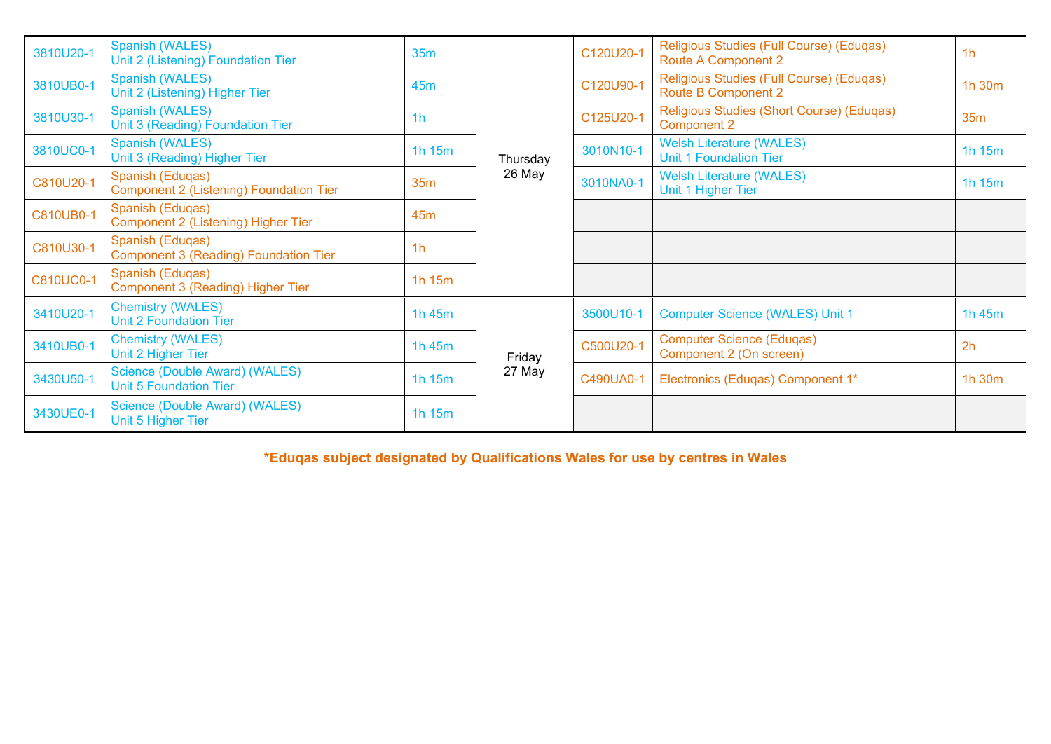| | | | | | | |
|---|---|---|---|---|---|---|
| 3810U20-1 | Spanish (WALES) Unit 2 (Listening) Foundation Tier | 35m | Thursday 26 May | C120U20-1 | Religious Studies (Full Course) (Eduqas) Route A Component 2 | 1h |
| 3810UB0-1 | Spanish (WALES) Unit 2 (Listening) Higher Tier | 45m | | C120U90-1 | Religious Studies (Full Course) (Eduqas) Route B Component 2 | 1h 30m |
| 3810U30-1 | Spanish (WALES) Unit 3 (Reading) Foundation Tier | 1h | | C125U20-1 | Religious Studies (Short Course) (Eduqas) Component 2 | 35m |
| 3810UC0-1 | Spanish (WALES) Unit 3 (Reading) Higher Tier | 1h 15m | | 3010N10-1 | Welsh Literature (WALES) Unit 1 Foundation Tier | 1h 15m |
| C810U20-1 | Spanish (Eduqas) Component 2 (Listening) Foundation Tier | 35m | | 3010NA0-1 | Welsh Literature (WALES) Unit 1 Higher Tier | 1h 15m |
| C810UB0-1 | Spanish (Eduqas) Component 2 (Listening) Higher Tier | 45m | | | | |
| C810U30-1 | Spanish (Eduqas) Component 3 (Reading) Foundation Tier | 1h | | | | |
| C810UC0-1 | Spanish (Eduqas) Component 3 (Reading) Higher Tier | 1h 15m | | | | |
| 3410U20-1 | Chemistry (WALES) Unit 2 Foundation Tier | 1h 45m | Friday 27 May | 3500U10-1 | Computer Science (WALES) Unit 1 | 1h 45m |
| 3410UB0-1 | Chemistry (WALES) Unit 2 Higher Tier | 1h 45m | | C500U20-1 | Computer Science (Eduqas) Component 2 (On screen) | 2h |
| 3430U50-1 | Science (Double Award) (WALES) Unit 5 Foundation Tier | 1h 15m | | C490UA0-1 | Electronics (Eduqas) Component 1* | 1h 30m |
| 3430UE0-1 | Science (Double Award) (WALES) Unit 5 Higher Tier | 1h 15m | | | | |

**\*Eduqas subject designated by Qualifications Wales for use by centres in Wales**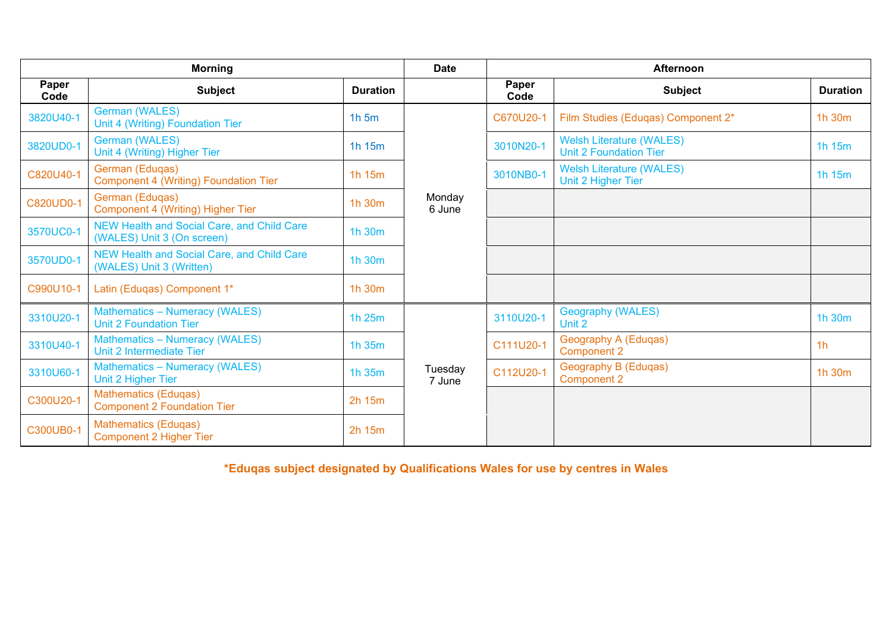| Morning | | | Date | Afternoon | | |
|---|---|---|---|---|---|---|
| Paper Code | Subject | Duration | | Paper Code | Subject | Duration |
| 3820U40-1 | German (WALES) Unit 4 (Writing) Foundation Tier | 1h 5m | Monday 6 June | C670U20-1 | Film Studies (Eduqas) Component 2* | 1h 30m |
| 3820UD0-1 | German (WALES) Unit 4 (Writing) Higher Tier | 1h 15m | | 3010N20-1 | Welsh Literature (WALES) Unit 2 Foundation Tier | 1h 15m |
| C820U40-1 | German (Eduqas) Component 4 (Writing) Foundation Tier | 1h 15m | | 3010NB0-1 | Welsh Literature (WALES) Unit 2 Higher Tier | 1h 15m |
| C820UD0-1 | German (Eduqas) Component 4 (Writing) Higher Tier | 1h 30m | | | | |
| 3570UC0-1 | NEW Health and Social Care, and Child Care (WALES) Unit 3 (On screen) | 1h 30m | | | | |
| 3570UD0-1 | NEW Health and Social Care, and Child Care (WALES) Unit 3 (Written) | 1h 30m | | | | |
| C990U10-1 | Latin (Eduqas) Component 1* | 1h 30m | | | | |
| 3310U20-1 | Mathematics – Numeracy (WALES) Unit 2 Foundation Tier | 1h 25m | Tuesday 7 June | 3110U20-1 | Geography (WALES) Unit 2 | 1h 30m |
| 3310U40-1 | Mathematics – Numeracy (WALES) Unit 2 Intermediate Tier | 1h 35m | | C111U20-1 | Geography A (Eduqas) Component 2 | 1h |
| 3310U60-1 | Mathematics – Numeracy (WALES) Unit 2 Higher Tier | 1h 35m | | C112U20-1 | Geography B (Eduqas) Component 2 | 1h 30m |
| C300U20-1 | Mathematics (Eduqas) Component 2 Foundation Tier | 2h 15m | | | | |
| C300UB0-1 | Mathematics (Eduqas) Component 2 Higher Tier | 2h 15m | | | | |

**\*Eduqas subject designated by Qualifications Wales for use by centres in Wales**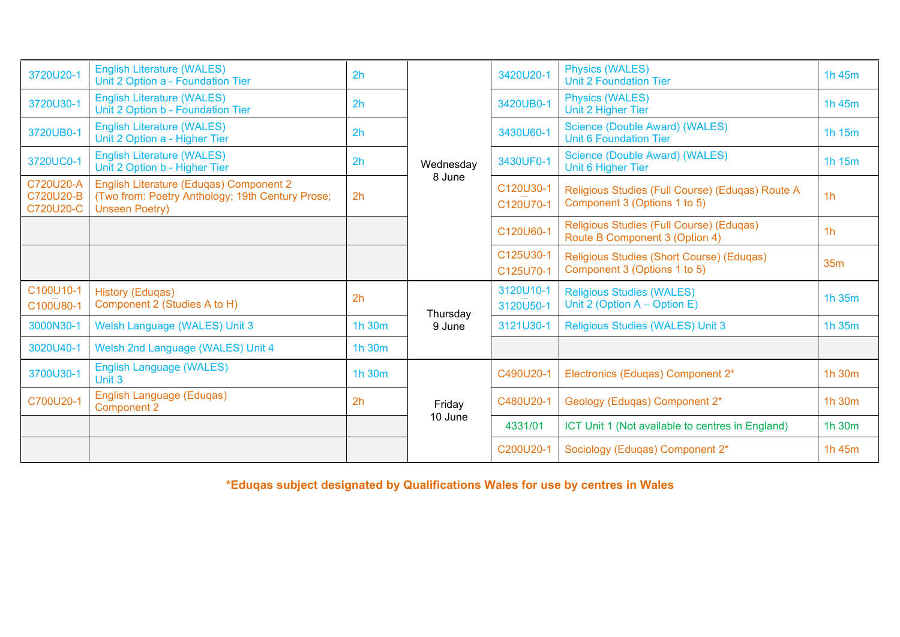| | | | | | | |
|---|---|---|---|---|---|---|
| 3720U20-1 | English Literature (WALES) Unit 2 Option a - Foundation Tier | 2h | Wednesday 8 June | 3420U20-1 | Physics (WALES) Unit 2 Foundation Tier | 1h 45m |
| 3720U30-1 | English Literature (WALES) Unit 2 Option b - Foundation Tier | 2h | | 3420UB0-1 | Physics (WALES) Unit 2 Higher Tier | 1h 45m |
| 3720UB0-1 | English Literature (WALES) Unit 2 Option a - Higher Tier | 2h | | 3430U60-1 | Science (Double Award) (WALES) Unit 6 Foundation Tier | 1h 15m |
| 3720UC0-1 | English Literature (WALES) Unit 2 Option b - Higher Tier | 2h | | 3430UF0-1 | Science (Double Award) (WALES) Unit 6 Higher Tier | 1h 15m |
| C720U20-A C720U20-B C720U20-C | English Literature (Eduqas) Component 2 (Two from: Poetry Anthology; 19th Century Prose; Unseen Poetry) | 2h | | C120U30-1 C120U70-1 | Religious Studies (Full Course) (Eduqas) Route A Component 3 (Options 1 to 5) | 1h |
| | | | | C120U60-1 | Religious Studies (Full Course) (Eduqas) Route B Component 3 (Option 4) | 1h |
| | | | | C125U30-1 C125U70-1 | Religious Studies (Short Course) (Eduqas) Component 3 (Options 1 to 5) | 35m |
| C100U10-1 C100U80-1 | History (Eduqas) Component 2 (Studies A to H) | 2h | Thursday 9 June | 3120U10-1 3120U50-1 | Religious Studies (WALES) Unit 2 (Option A – Option E) | 1h 35m |
| 3000N30-1 | Welsh Language (WALES) Unit 3 | 1h 30m | | 3121U30-1 | Religious Studies (WALES) Unit 3 | 1h 35m |
| 3020U40-1 | Welsh 2nd Language (WALES) Unit 4 | 1h 30m | | | | |
| 3700U30-1 | English Language (WALES) Unit 3 | 1h 30m | Friday 10 June | C490U20-1 | Electronics (Eduqas) Component 2* | 1h 30m |
| C700U20-1 | English Language (Eduqas) Component 2 | 2h | | C480U20-1 | Geology (Eduqas) Component 2* | 1h 30m |
| | | | | 4331/01 | ICT Unit 1 (Not available to centres in England) | 1h 30m |
| | | | | C200U20-1 | Sociology (Eduqas) Component 2* | 1h 45m |

**\*Eduqas subject designated by Qualifications Wales for use by centres in Wales**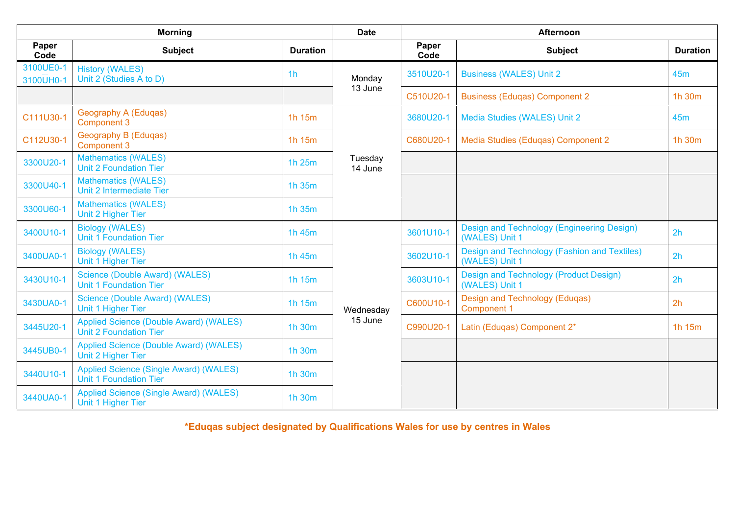| Morning | | | Date | Afternoon | | |
|---|---|---|---|---|---|---|
| Paper Code | Subject | Duration | | Paper Code | Subject | Duration |
| 3100UE0-1<br>3100UH0-1 | History (WALES)<br>Unit 2 (Studies A to D) | 1h | Monday<br>13 June | 3510U20-1 | Business (WALES) Unit 2 | 45m |
| | | | | C510U20-1 | Business (Eduqas) Component 2 | 1h 30m |
| C111U30-1 | Geography A (Eduqas)<br>Component 3 | 1h 15m | Tuesday<br>14 June | 3680U20-1 | Media Studies (WALES) Unit 2 | 45m |
| C112U30-1 | Geography B (Eduqas)<br>Component 3 | 1h 15m | | C680U20-1 | Media Studies (Eduqas) Component 2 | 1h 30m |
| 3300U20-1 | Mathematics (WALES)<br>Unit 2 Foundation Tier | 1h 25m | | | | |
| 3300U40-1 | Mathematics (WALES)<br>Unit 2 Intermediate Tier | 1h 35m | | | | |
| 3300U60-1 | Mathematics (WALES)<br>Unit 2 Higher Tier | 1h 35m | | | | |
| 3400U10-1 | Biology (WALES)<br>Unit 1 Foundation Tier | 1h 45m | Wednesday<br>15 June | 3601U10-1 | Design and Technology (Engineering Design) (WALES) Unit 1 | 2h |
| 3400UA0-1 | Biology (WALES)<br>Unit 1 Higher Tier | 1h 45m | | 3602U10-1 | Design and Technology (Fashion and Textiles) (WALES) Unit 1 | 2h |
| 3430U10-1 | Science (Double Award) (WALES)<br>Unit 1 Foundation Tier | 1h 15m | | 3603U10-1 | Design and Technology (Product Design) (WALES) Unit 1 | 2h |
| 3430UA0-1 | Science (Double Award) (WALES)<br>Unit 1 Higher Tier | 1h 15m | | C600U10-1 | Design and Technology (Eduqas)<br>Component 1 | 2h |
| 3445U20-1 | Applied Science (Double Award) (WALES)<br>Unit 2 Foundation Tier | 1h 30m | | C990U20-1 | Latin (Eduqas) Component 2* | 1h 15m |
| 3445UB0-1 | Applied Science (Double Award) (WALES)<br>Unit 2 Higher Tier | 1h 30m | | | | |
| 3440U10-1 | Applied Science (Single Award) (WALES)<br>Unit 1 Foundation Tier | 1h 30m | | | | |
| 3440UA0-1 | Applied Science (Single Award) (WALES)<br>Unit 1 Higher Tier | 1h 30m | | | | |

**\*Eduqas subject designated by Qualifications Wales for use by centres in Wales**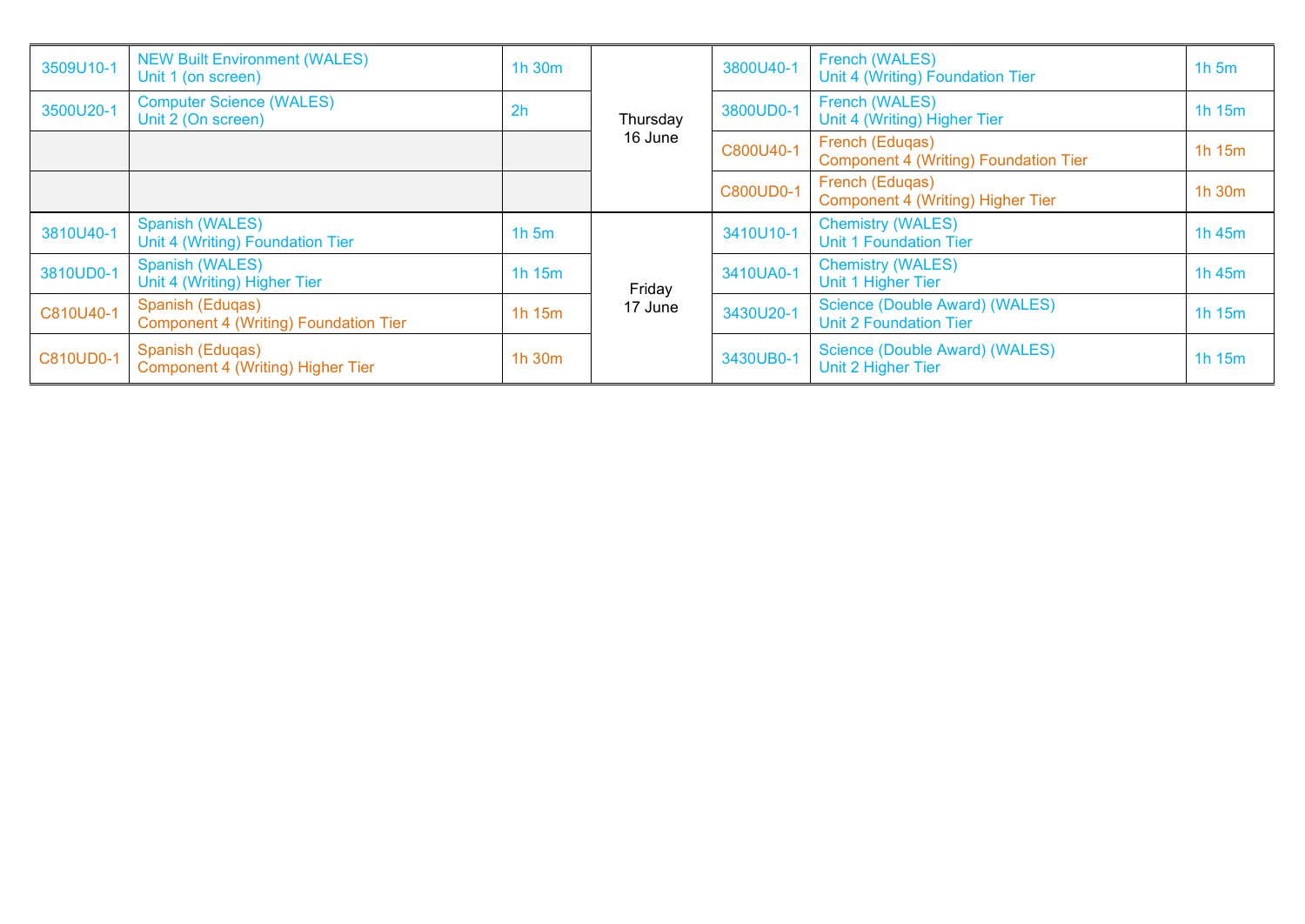| | | | | | | |
|---|---|---|---|---|---|---|
| 3509U10-1 | NEW Built Environment (WALES) Unit 1 (on screen) | 1h 30m | Thursday 16 June | 3800U40-1 | French (WALES) Unit 4 (Writing) Foundation Tier | 1h 5m |
| 3500U20-1 | Computer Science (WALES) Unit 2 (On screen) | 2h | | 3800UD0-1 | French (WALES) Unit 4 (Writing) Higher Tier | 1h 15m |
| | | | | C800U40-1 | French (Eduqas) Component 4 (Writing) Foundation Tier | 1h 15m |
| | | | | C800UD0-1 | French (Eduqas) Component 4 (Writing) Higher Tier | 1h 30m |
| 3810U40-1 | Spanish (WALES) Unit 4 (Writing) Foundation Tier | 1h 5m | Friday 17 June | 3410U10-1 | Chemistry (WALES) Unit 1 Foundation Tier | 1h 45m |
| 3810UD0-1 | Spanish (WALES) Unit 4 (Writing) Higher Tier | 1h 15m | | 3410UA0-1 | Chemistry (WALES) Unit 1 Higher Tier | 1h 45m |
| C810U40-1 | Spanish (Eduqas) Component 4 (Writing) Foundation Tier | 1h 15m | | 3430U20-1 | Science (Double Award) (WALES) Unit 2 Foundation Tier | 1h 15m |
| C810UD0-1 | Spanish (Eduqas) Component 4 (Writing) Higher Tier | 1h 30m | | 3430UB0-1 | Science (Double Award) (WALES) Unit 2 Higher Tier | 1h 15m |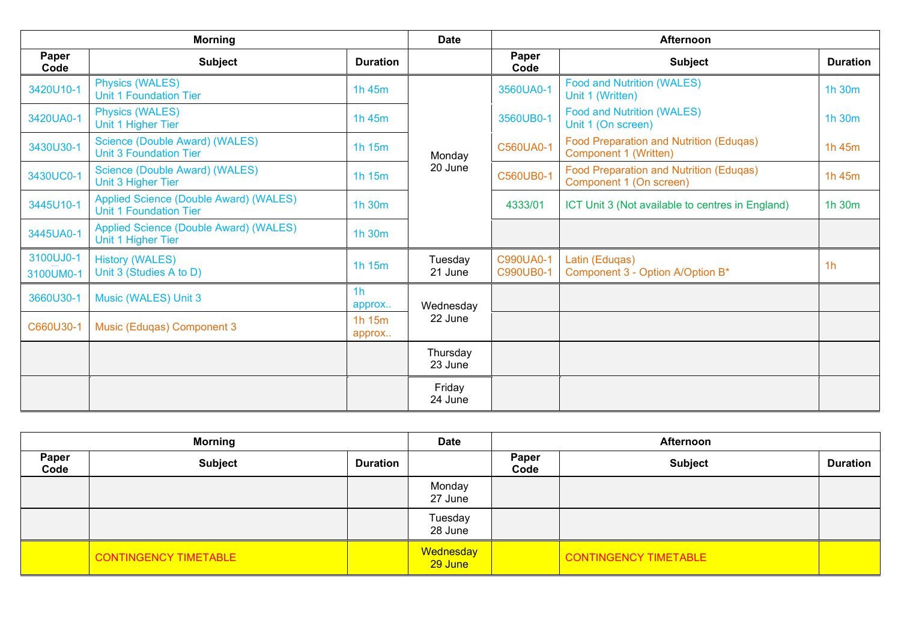| Morning | | | Date | Afternoon | | |
|---|---|---|---|---|---|---|
| Paper Code | Subject | Duration | | Paper Code | Subject | Duration |
| 3420U10-1 | Physics (WALES) Unit 1 Foundation Tier | 1h 45m | Monday 20 June | 3560UA0-1 | Food and Nutrition (WALES) Unit 1 (Written) | 1h 30m |
| 3420UA0-1 | Physics (WALES) Unit 1 Higher Tier | 1h 45m | | 3560UB0-1 | Food and Nutrition (WALES) Unit 1 (On screen) | 1h 30m |
| 3430U30-1 | Science (Double Award) (WALES) Unit 3 Foundation Tier | 1h 15m | | C560UA0-1 | Food Preparation and Nutrition (Eduqas) Component 1 (Written) | 1h 45m |
| 3430UC0-1 | Science (Double Award) (WALES) Unit 3 Higher Tier | 1h 15m | | C560UB0-1 | Food Preparation and Nutrition (Eduqas) Component 1 (On screen) | 1h 45m |
| 3445U10-1 | Applied Science (Double Award) (WALES) Unit 1 Foundation Tier | 1h 30m | | 4333/01 | ICT Unit 3 (Not available to centres in England) | 1h 30m |
| 3445UA0-1 | Applied Science (Double Award) (WALES) Unit 1 Higher Tier | 1h 30m | | | | |
| 3100UJ0-1 3100UM0-1 | History (WALES) Unit 3 (Studies A to D) | 1h 15m | Tuesday 21 June | C990UA0-1 C990UB0-1 | Latin (Eduqas) Component 3 - Option A/Option B* | 1h |
| 3660U30-1 | Music (WALES) Unit 3 | 1h approx.. | Wednesday 22 June | | | |
| C660U30-1 | Music (Eduqas) Component 3 | 1h 15m approx.. | | | | |
| | | | Thursday 23 June | | | |
| | | | Friday 24 June | | | |

| Morning | | | Date | Afternoon | | |
|---|---|---|---|---|---|---|
| Paper Code | Subject | Duration | | Paper Code | Subject | Duration |
| | | | Monday 27 June | | | |
| | | | Tuesday 28 June | | | |
| | CONTINGENCY TIMETABLE | | Wednesday 29 June | | CONTINGENCY TIMETABLE | |